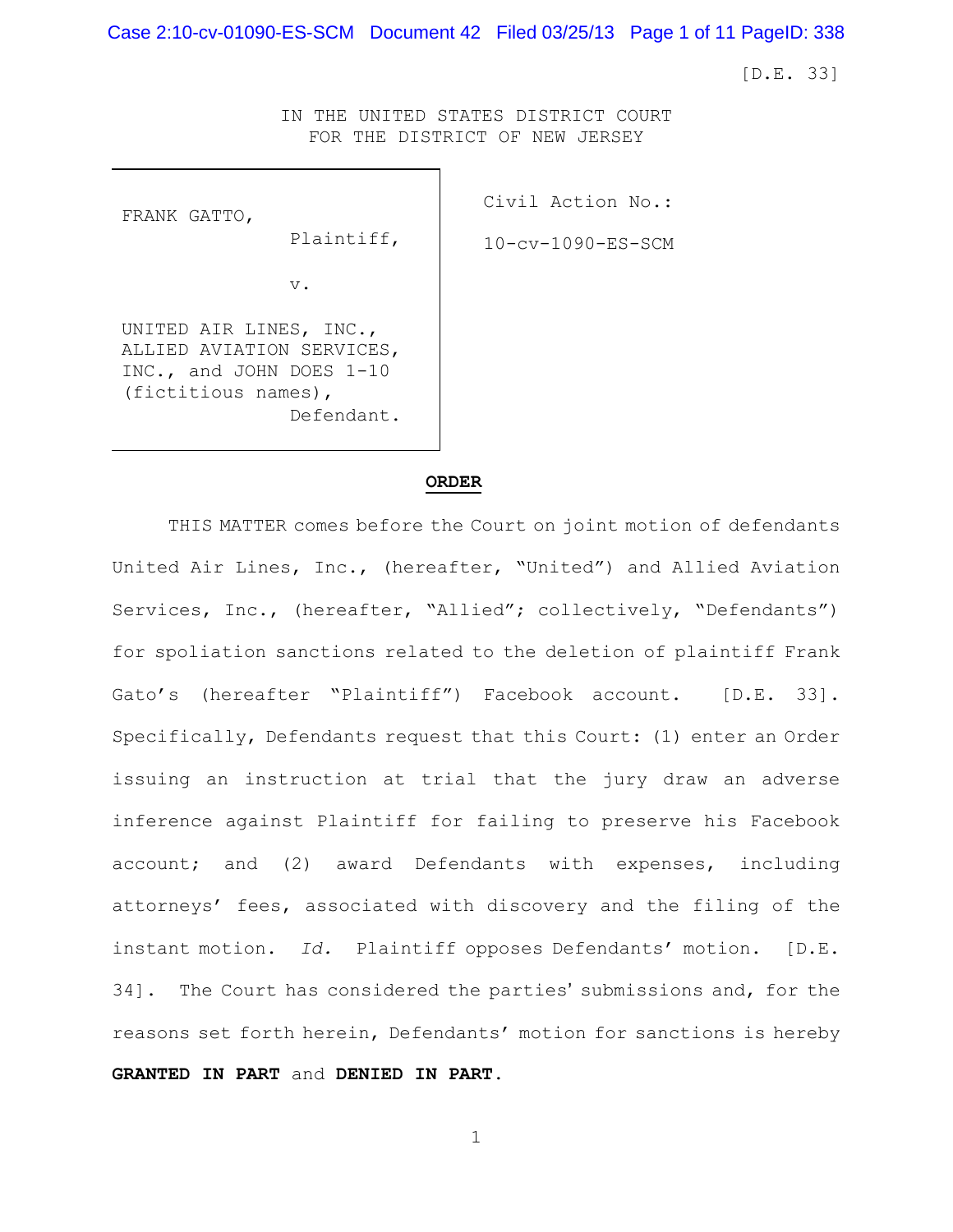[D.E. 33]

IN THE UNITED STATES DISTRICT COURT
FOR THE DISTRICT OF NEW JERSEY

| | |
|---|---|
| FRANK GATTO,<br>Plaintiff,<br><br>v.<br><br>UNITED AIR LINES, INC., ALLIED AVIATION SERVICES, INC., and JOHN DOES 1-10 (fictitious names),<br>Defendant. | Civil Action No.:<br><br>10-cv-1090-ES-SCM |

**ORDER**

THIS MATTER comes before the Court on joint motion of defendants United Air Lines, Inc., (hereafter, "United") and Allied Aviation Services, Inc., (hereafter, "Allied"; collectively, "Defendants") for spoliation sanctions related to the deletion of plaintiff Frank Gato's (hereafter "Plaintiff") Facebook account. [D.E. 33]. Specifically, Defendants request that this Court: (1) enter an Order issuing an instruction at trial that the jury draw an adverse inference against Plaintiff for failing to preserve his Facebook account; and (2) award Defendants with expenses, including attorneys' fees, associated with discovery and the filing of the instant motion. *Id.* Plaintiff opposes Defendants' motion. [D.E. 34]. The Court has considered the parties' submissions and, for the reasons set forth herein, Defendants' motion for sanctions is hereby **GRANTED IN PART** and **DENIED IN PART.**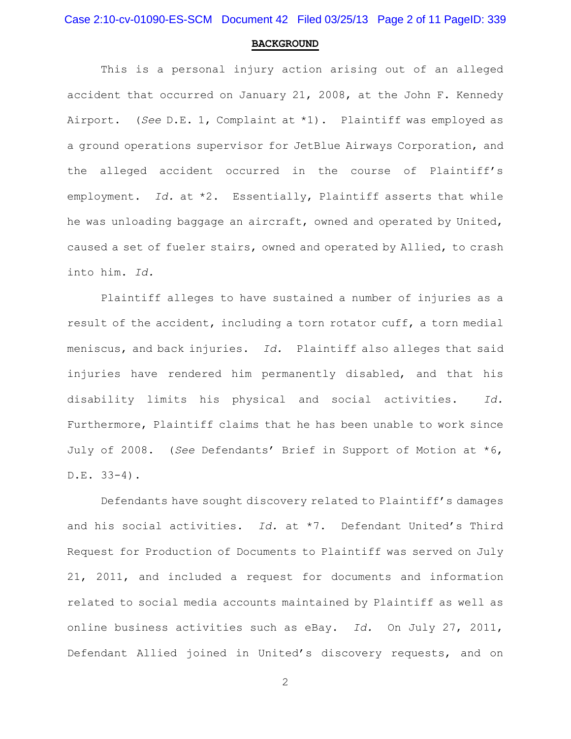**BACKGROUND**

This is a personal injury action arising out of an alleged accident that occurred on January 21, 2008, at the John F. Kennedy Airport. (*See* D.E. 1, Complaint at *1). Plaintiff was employed as a ground operations supervisor for JetBlue Airways Corporation, and the alleged accident occurred in the course of Plaintiff's employment. *Id.* at *2. Essentially, Plaintiff asserts that while he was unloading baggage an aircraft, owned and operated by United, caused a set of fueler stairs, owned and operated by Allied, to crash into him. *Id.*

Plaintiff alleges to have sustained a number of injuries as a result of the accident, including a torn rotator cuff, a torn medial meniscus, and back injuries. *Id.* Plaintiff also alleges that said injuries have rendered him permanently disabled, and that his disability limits his physical and social activities. *Id.* Furthermore, Plaintiff claims that he has been unable to work since July of 2008. (*See* Defendants' Brief in Support of Motion at *6, D.E. 33-4).

Defendants have sought discovery related to Plaintiff's damages and his social activities. *Id.* at *7. Defendant United's Third Request for Production of Documents to Plaintiff was served on July 21, 2011, and included a request for documents and information related to social media accounts maintained by Plaintiff as well as online business activities such as eBay. *Id.* On July 27, 2011, Defendant Allied joined in United's discovery requests, and on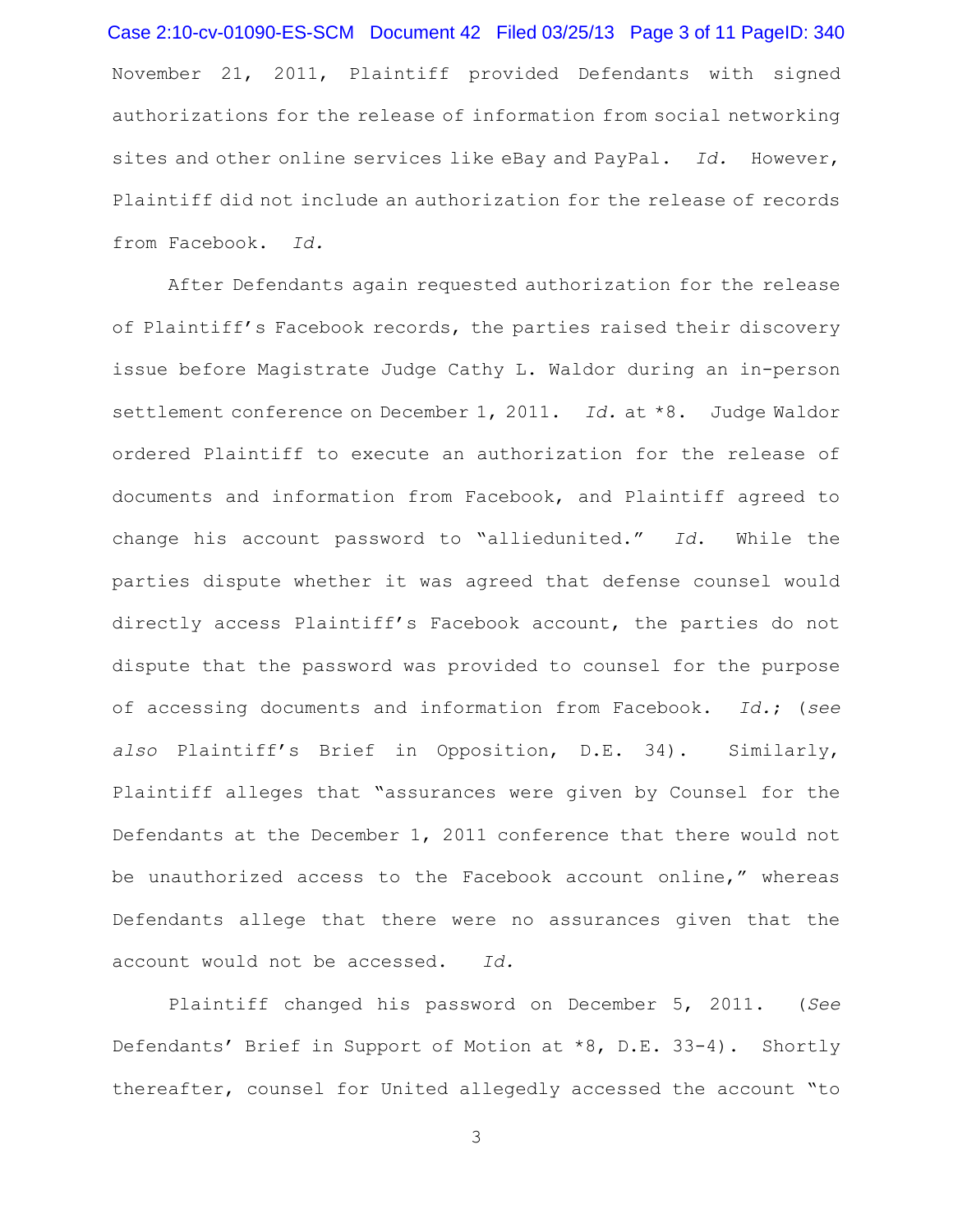November 21, 2011, Plaintiff provided Defendants with signed authorizations for the release of information from social networking sites and other online services like eBay and PayPal. *Id.* However, Plaintiff did not include an authorization for the release of records from Facebook. *Id.*

After Defendants again requested authorization for the release of Plaintiff's Facebook records, the parties raised their discovery issue before Magistrate Judge Cathy L. Waldor during an in-person settlement conference on December 1, 2011. *Id.* at *8. Judge Waldor ordered Plaintiff to execute an authorization for the release of documents and information from Facebook, and Plaintiff agreed to change his account password to "alliedunited." *Id.* While the parties dispute whether it was agreed that defense counsel would directly access Plaintiff's Facebook account, the parties do not dispute that the password was provided to counsel for the purpose of accessing documents and information from Facebook. *Id.*; (*see also* Plaintiff's Brief in Opposition, D.E. 34). Similarly, Plaintiff alleges that "assurances were given by Counsel for the Defendants at the December 1, 2011 conference that there would not be unauthorized access to the Facebook account online," whereas Defendants allege that there were no assurances given that the account would not be accessed. *Id.*

Plaintiff changed his password on December 5, 2011. (*See* Defendants' Brief in Support of Motion at *8, D.E. 33-4). Shortly thereafter, counsel for United allegedly accessed the account "to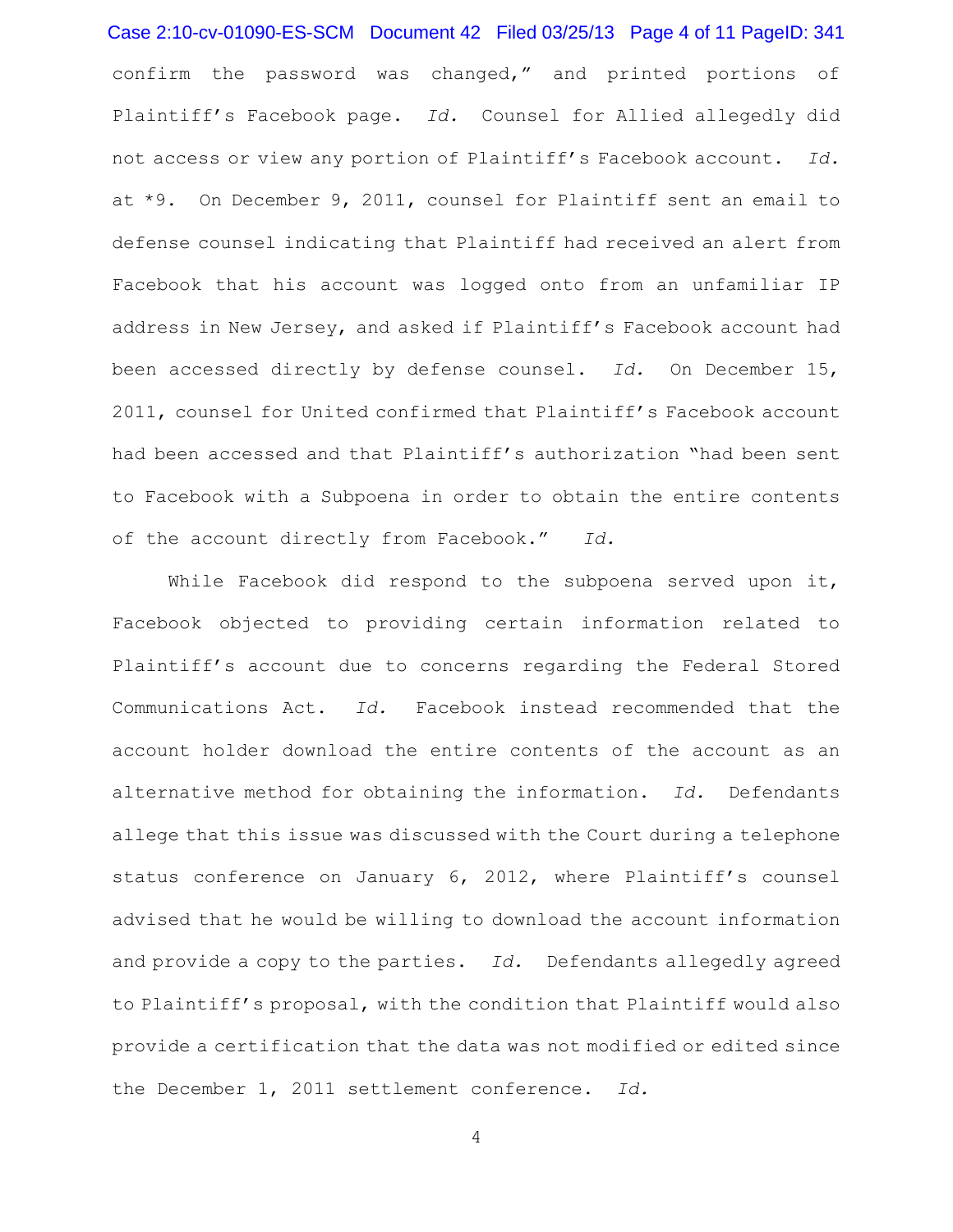confirm the password was changed," and printed portions of Plaintiff's Facebook page. *Id.* Counsel for Allied allegedly did not access or view any portion of Plaintiff's Facebook account. *Id.* at *9. On December 9, 2011, counsel for Plaintiff sent an email to defense counsel indicating that Plaintiff had received an alert from Facebook that his account was logged onto from an unfamiliar IP address in New Jersey, and asked if Plaintiff's Facebook account had been accessed directly by defense counsel. *Id.* On December 15, 2011, counsel for United confirmed that Plaintiff's Facebook account had been accessed and that Plaintiff's authorization "had been sent to Facebook with a Subpoena in order to obtain the entire contents of the account directly from Facebook." *Id.*

While Facebook did respond to the subpoena served upon it, Facebook objected to providing certain information related to Plaintiff's account due to concerns regarding the Federal Stored Communications Act. *Id.* Facebook instead recommended that the account holder download the entire contents of the account as an alternative method for obtaining the information. *Id.* Defendants allege that this issue was discussed with the Court during a telephone status conference on January 6, 2012, where Plaintiff's counsel advised that he would be willing to download the account information and provide a copy to the parties. *Id.* Defendants allegedly agreed to Plaintiff's proposal, with the condition that Plaintiff would also provide a certification that the data was not modified or edited since the December 1, 2011 settlement conference. *Id.*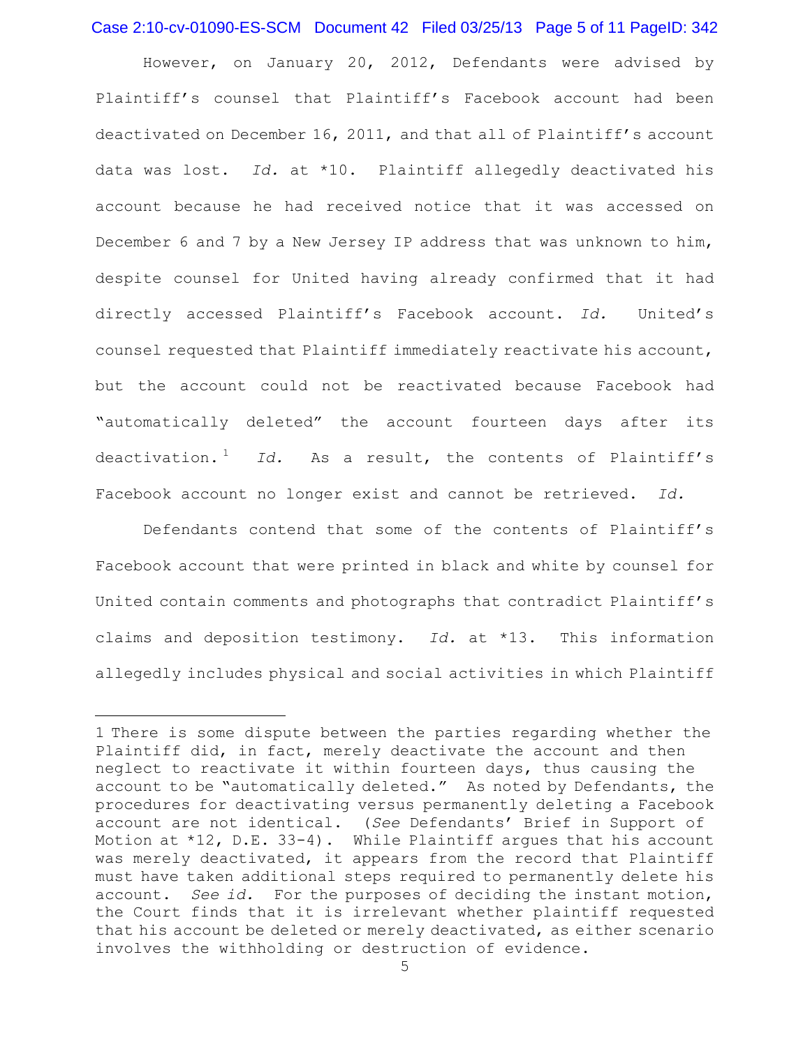However, on January 20, 2012, Defendants were advised by Plaintiff's counsel that Plaintiff's Facebook account had been deactivated on December 16, 2011, and that all of Plaintiff's account data was lost. *Id.* at *10. Plaintiff allegedly deactivated his account because he had received notice that it was accessed on December 6 and 7 by a New Jersey IP address that was unknown to him, despite counsel for United having already confirmed that it had directly accessed Plaintiff's Facebook account. *Id.* United's counsel requested that Plaintiff immediately reactivate his account, but the account could not be reactivated because Facebook had "automatically deleted" the account fourteen days after its deactivation.[1] *Id.* As a result, the contents of Plaintiff's Facebook account no longer exist and cannot be retrieved. *Id.*

Defendants contend that some of the contents of Plaintiff's Facebook account that were printed in black and white by counsel for United contain comments and photographs that contradict Plaintiff's claims and deposition testimony. *Id.* at *13. This information allegedly includes physical and social activities in which Plaintiff

---

1 There is some dispute between the parties regarding whether the Plaintiff did, in fact, merely deactivate the account and then neglect to reactivate it within fourteen days, thus causing the account to be "automatically deleted." As noted by Defendants, the procedures for deactivating versus permanently deleting a Facebook account are not identical. (*See* Defendants' Brief in Support of Motion at *12, D.E. 33-4). While Plaintiff argues that his account was merely deactivated, it appears from the record that Plaintiff must have taken additional steps required to permanently delete his account. *See id.* For the purposes of deciding the instant motion, the Court finds that it is irrelevant whether plaintiff requested that his account be deleted or merely deactivated, as either scenario involves the withholding or destruction of evidence.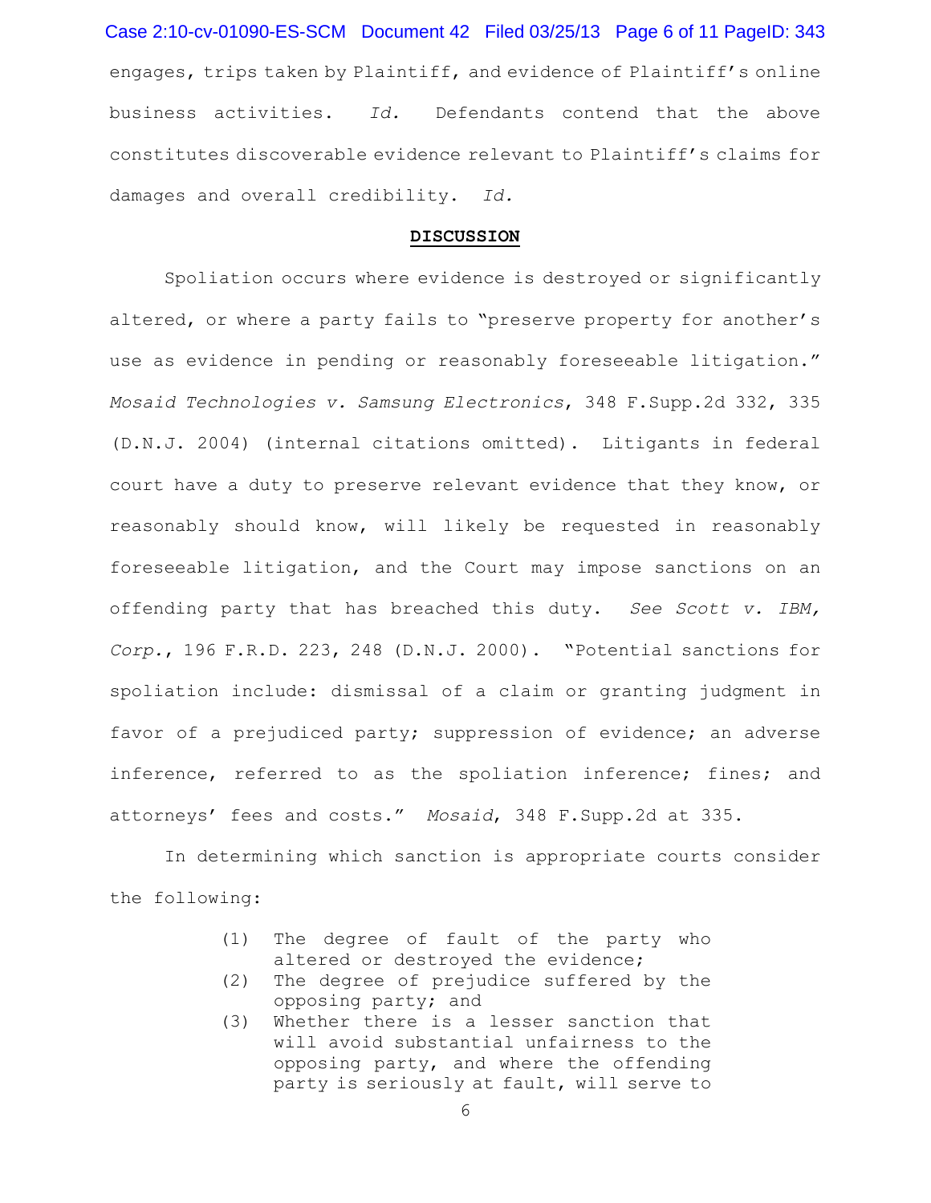engages, trips taken by Plaintiff, and evidence of Plaintiff's online business activities. *Id.* Defendants contend that the above constitutes discoverable evidence relevant to Plaintiff's claims for damages and overall credibility. *Id.*

## **DISCUSSION**

Spoliation occurs where evidence is destroyed or significantly altered, or where a party fails to "preserve property for another's use as evidence in pending or reasonably foreseeable litigation." *Mosaid Technologies v. Samsung Electronics*, 348 F.Supp.2d 332, 335 (D.N.J. 2004) (internal citations omitted). Litigants in federal court have a duty to preserve relevant evidence that they know, or reasonably should know, will likely be requested in reasonably foreseeable litigation, and the Court may impose sanctions on an offending party that has breached this duty. *See Scott v. IBM, Corp.*, 196 F.R.D. 223, 248 (D.N.J. 2000). "Potential sanctions for spoliation include: dismissal of a claim or granting judgment in favor of a prejudiced party; suppression of evidence; an adverse inference, referred to as the spoliation inference; fines; and attorneys' fees and costs." *Mosaid*, 348 F.Supp.2d at 335.

In determining which sanction is appropriate courts consider the following:

> (1) The degree of fault of the party who altered or destroyed the evidence;
> (2) The degree of prejudice suffered by the opposing party; and
> (3) Whether there is a lesser sanction that will avoid substantial unfairness to the opposing party, and where the offending party is seriously at fault, will serve to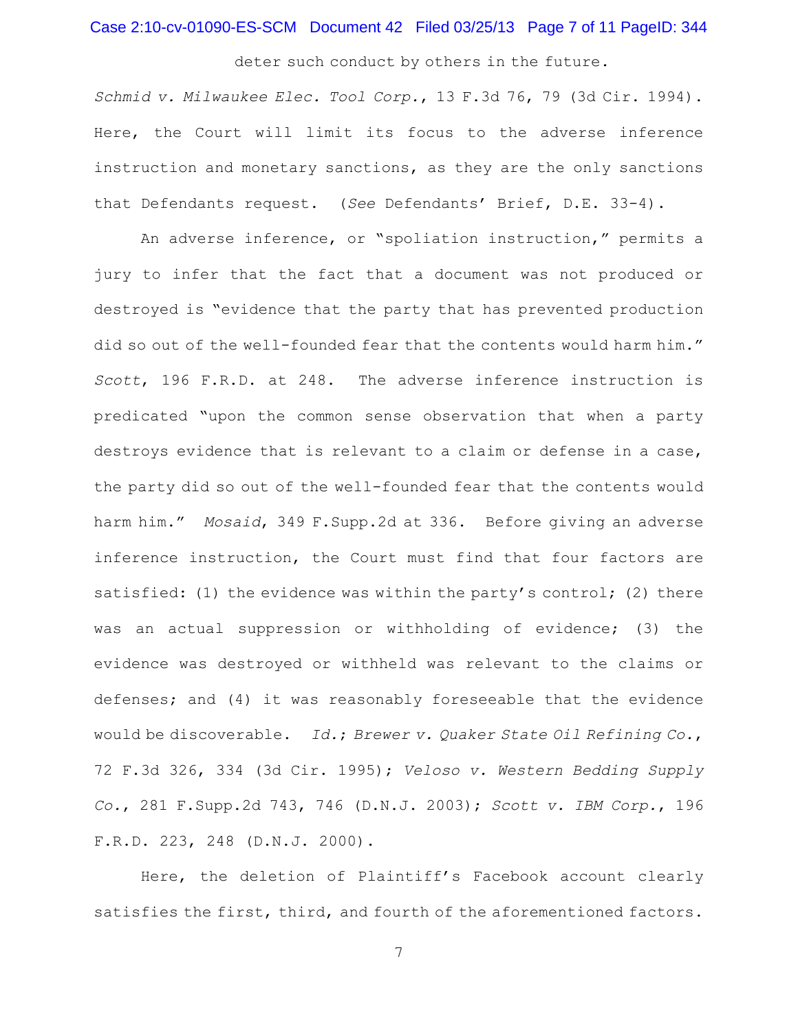deter such conduct by others in the future.

*Schmid v. Milwaukee Elec. Tool Corp.*, 13 F.3d 76, 79 (3d Cir. 1994). Here, the Court will limit its focus to the adverse inference instruction and monetary sanctions, as they are the only sanctions that Defendants request. (*See* Defendants' Brief, D.E. 33-4).

An adverse inference, or "spoliation instruction," permits a jury to infer that the fact that a document was not produced or destroyed is "evidence that the party that has prevented production did so out of the well-founded fear that the contents would harm him." *Scott*, 196 F.R.D. at 248. The adverse inference instruction is predicated "upon the common sense observation that when a party destroys evidence that is relevant to a claim or defense in a case, the party did so out of the well-founded fear that the contents would harm him." *Mosaid*, 349 F.Supp.2d at 336. Before giving an adverse inference instruction, the Court must find that four factors are satisfied: (1) the evidence was within the party's control; (2) there was an actual suppression or withholding of evidence; (3) the evidence was destroyed or withheld was relevant to the claims or defenses; and (4) it was reasonably foreseeable that the evidence would be discoverable. *Id.*; *Brewer v. Quaker State Oil Refining Co.*, 72 F.3d 326, 334 (3d Cir. 1995); *Veloso v. Western Bedding Supply Co.*, 281 F.Supp.2d 743, 746 (D.N.J. 2003); *Scott v. IBM Corp.*, 196 F.R.D. 223, 248 (D.N.J. 2000).

Here, the deletion of Plaintiff's Facebook account clearly satisfies the first, third, and fourth of the aforementioned factors.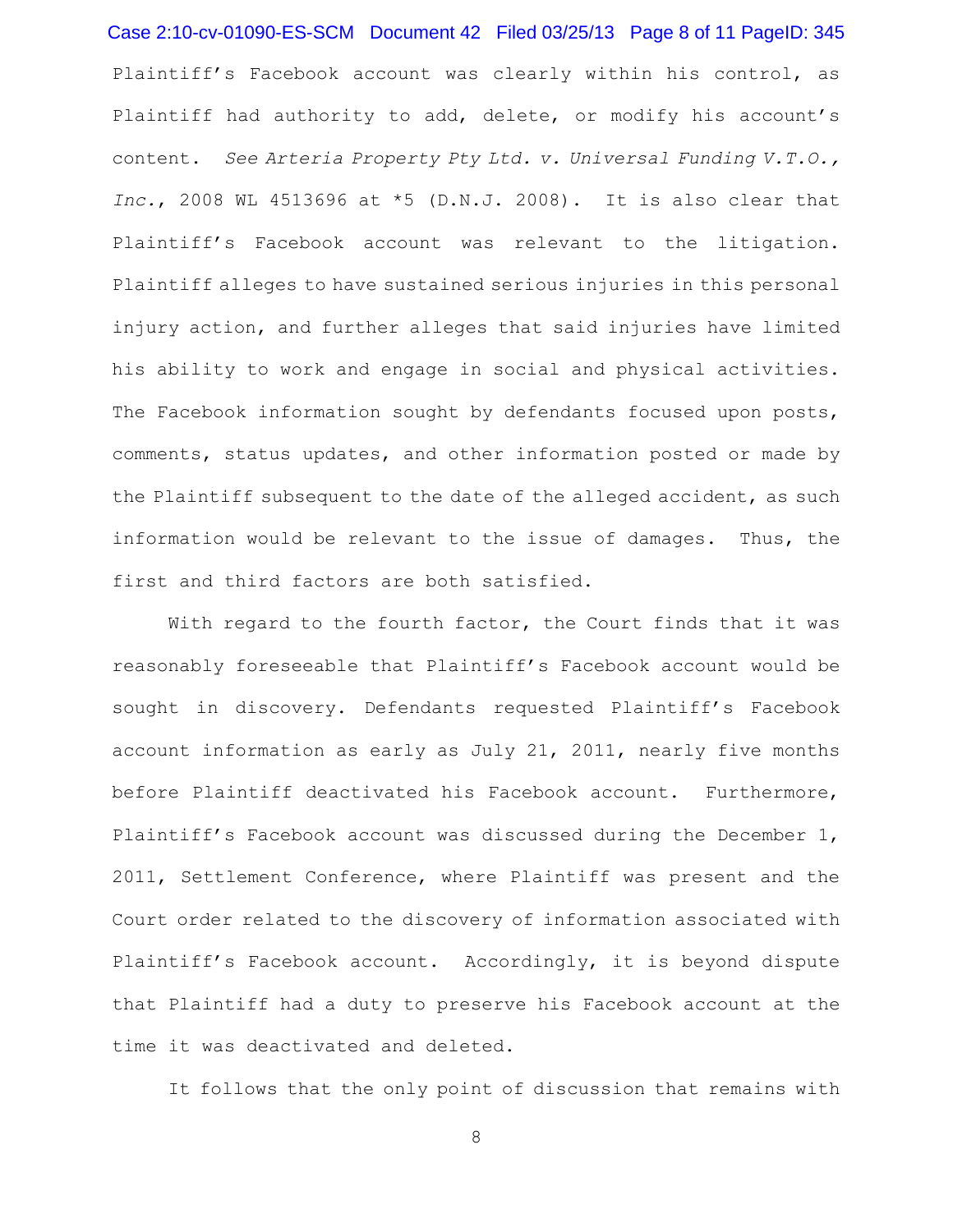Plaintiff's Facebook account was clearly within his control, as Plaintiff had authority to add, delete, or modify his account's content. *See Arteria Property Pty Ltd. v. Universal Funding V.T.O., Inc.*, 2008 WL 4513696 at *5 (D.N.J. 2008). It is also clear that Plaintiff's Facebook account was relevant to the litigation. Plaintiff alleges to have sustained serious injuries in this personal injury action, and further alleges that said injuries have limited his ability to work and engage in social and physical activities. The Facebook information sought by defendants focused upon posts, comments, status updates, and other information posted or made by the Plaintiff subsequent to the date of the alleged accident, as such information would be relevant to the issue of damages. Thus, the first and third factors are both satisfied.

With regard to the fourth factor, the Court finds that it was reasonably foreseeable that Plaintiff's Facebook account would be sought in discovery. Defendants requested Plaintiff's Facebook account information as early as July 21, 2011, nearly five months before Plaintiff deactivated his Facebook account. Furthermore, Plaintiff's Facebook account was discussed during the December 1, 2011, Settlement Conference, where Plaintiff was present and the Court order related to the discovery of information associated with Plaintiff's Facebook account. Accordingly, it is beyond dispute that Plaintiff had a duty to preserve his Facebook account at the time it was deactivated and deleted.

It follows that the only point of discussion that remains with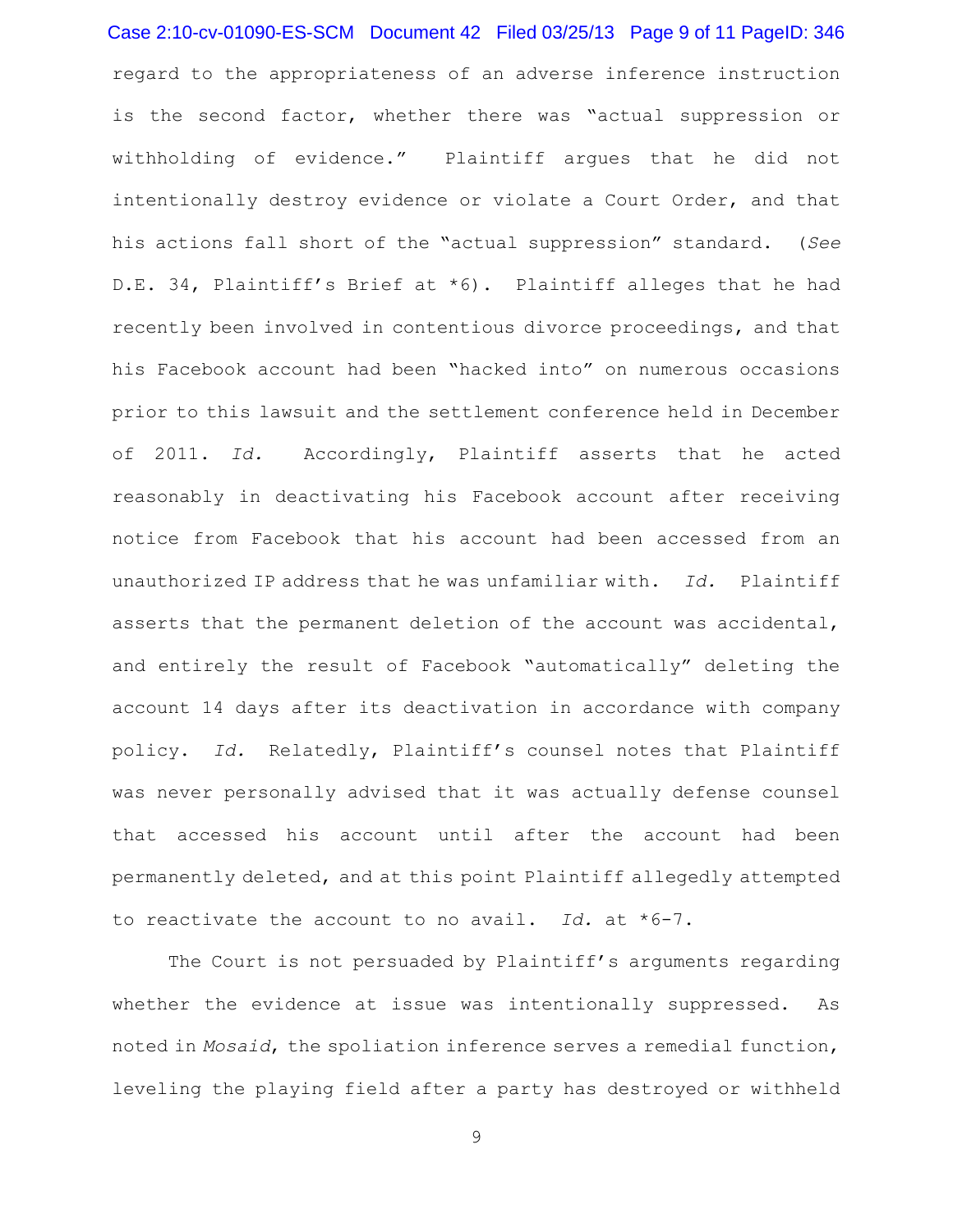regard to the appropriateness of an adverse inference instruction is the second factor, whether there was "actual suppression or withholding of evidence." Plaintiff argues that he did not intentionally destroy evidence or violate a Court Order, and that his actions fall short of the "actual suppression" standard. (*See* D.E. 34, Plaintiff's Brief at *6). Plaintiff alleges that he had recently been involved in contentious divorce proceedings, and that his Facebook account had been "hacked into" on numerous occasions prior to this lawsuit and the settlement conference held in December of 2011. *Id.* Accordingly, Plaintiff asserts that he acted reasonably in deactivating his Facebook account after receiving notice from Facebook that his account had been accessed from an unauthorized IP address that he was unfamiliar with. *Id.* Plaintiff asserts that the permanent deletion of the account was accidental, and entirely the result of Facebook "automatically" deleting the account 14 days after its deactivation in accordance with company policy. *Id.* Relatedly, Plaintiff's counsel notes that Plaintiff was never personally advised that it was actually defense counsel that accessed his account until after the account had been permanently deleted, and at this point Plaintiff allegedly attempted to reactivate the account to no avail. *Id.* at *6-7.

The Court is not persuaded by Plaintiff's arguments regarding whether the evidence at issue was intentionally suppressed. As noted in *Mosaid*, the spoliation inference serves a remedial function, leveling the playing field after a party has destroyed or withheld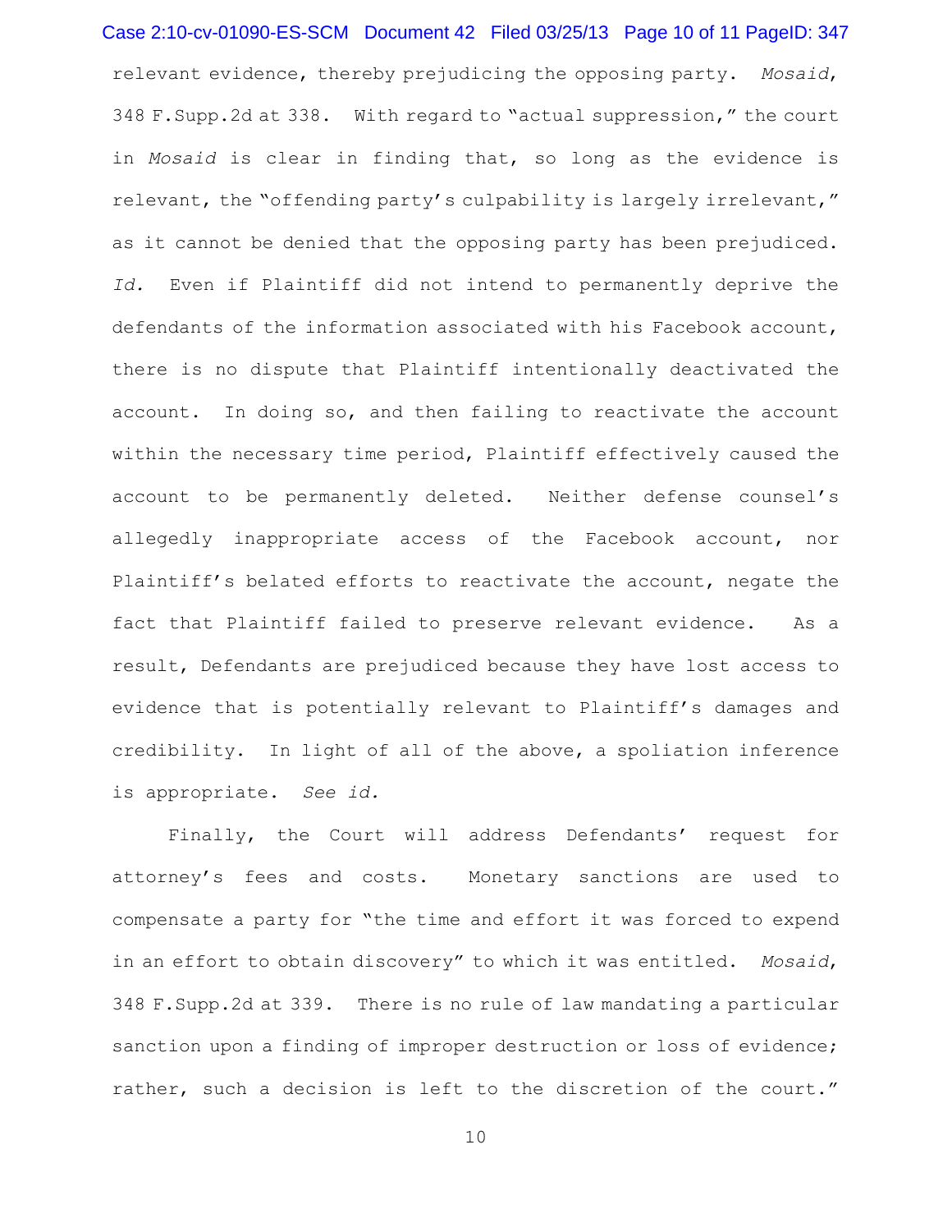relevant evidence, thereby prejudicing the opposing party. *Mosaid*, 348 F.Supp.2d at 338. With regard to "actual suppression," the court in *Mosaid* is clear in finding that, so long as the evidence is relevant, the "offending party's culpability is largely irrelevant," as it cannot be denied that the opposing party has been prejudiced. *Id.* Even if Plaintiff did not intend to permanently deprive the defendants of the information associated with his Facebook account, there is no dispute that Plaintiff intentionally deactivated the account. In doing so, and then failing to reactivate the account within the necessary time period, Plaintiff effectively caused the account to be permanently deleted. Neither defense counsel's allegedly inappropriate access of the Facebook account, nor Plaintiff's belated efforts to reactivate the account, negate the fact that Plaintiff failed to preserve relevant evidence. As a result, Defendants are prejudiced because they have lost access to evidence that is potentially relevant to Plaintiff's damages and credibility. In light of all of the above, a spoliation inference is appropriate. *See id.*

Finally, the Court will address Defendants' request for attorney's fees and costs. Monetary sanctions are used to compensate a party for "the time and effort it was forced to expend in an effort to obtain discovery" to which it was entitled. *Mosaid*, 348 F.Supp.2d at 339. There is no rule of law mandating a particular sanction upon a finding of improper destruction or loss of evidence; rather, such a decision is left to the discretion of the court."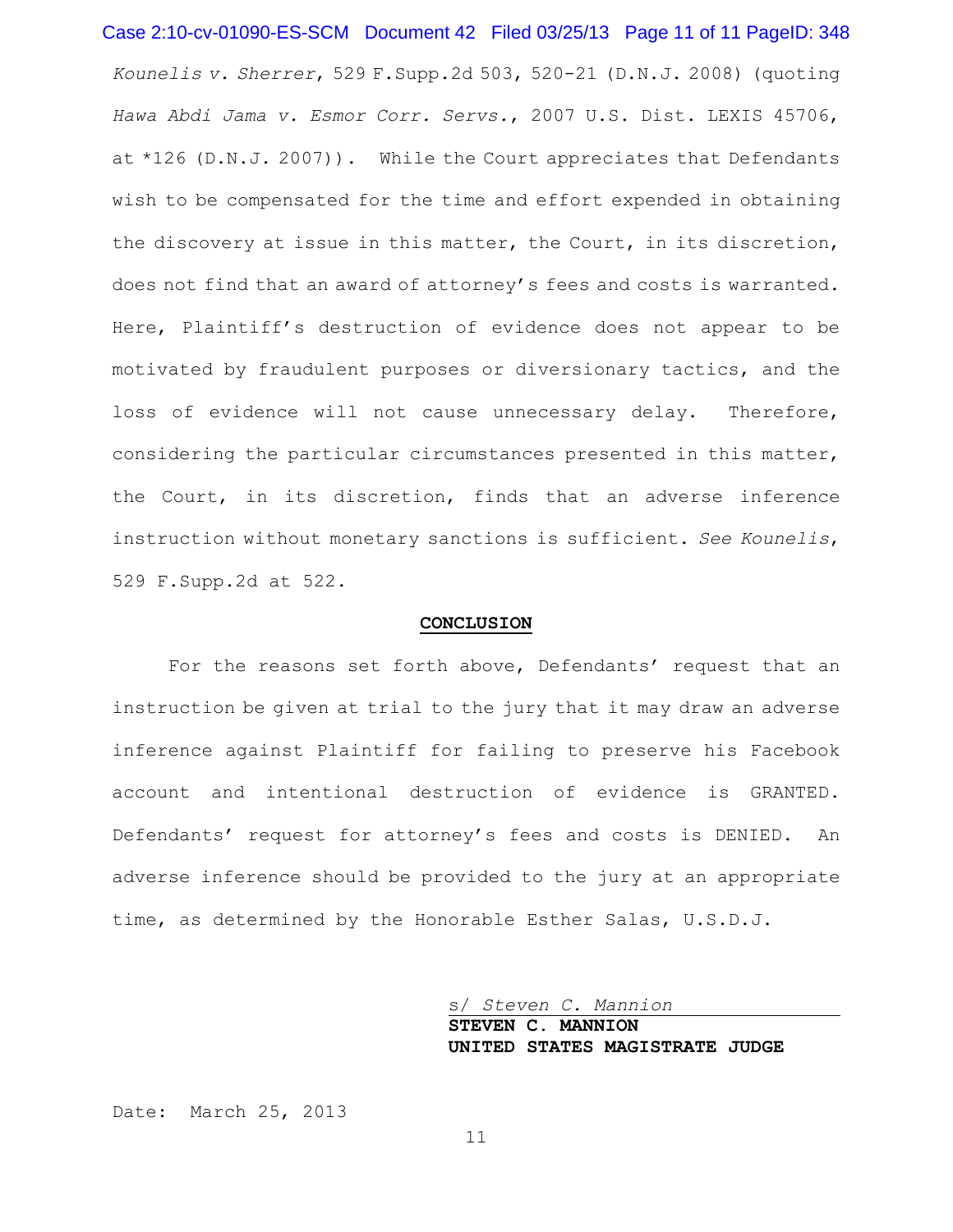*Kounelis v. Sherrer*, 529 F.Supp.2d 503, 520-21 (D.N.J. 2008) (quoting *Hawa Abdi Jama v. Esmor Corr. Servs.*, 2007 U.S. Dist. LEXIS 45706, at *126 (D.N.J. 2007)). While the Court appreciates that Defendants wish to be compensated for the time and effort expended in obtaining the discovery at issue in this matter, the Court, in its discretion, does not find that an award of attorney's fees and costs is warranted. Here, Plaintiff's destruction of evidence does not appear to be motivated by fraudulent purposes or diversionary tactics, and the loss of evidence will not cause unnecessary delay. Therefore, considering the particular circumstances presented in this matter, the Court, in its discretion, finds that an adverse inference instruction without monetary sanctions is sufficient. *See Kounelis*, 529 F.Supp.2d at 522.

## CONCLUSION

For the reasons set forth above, Defendants' request that an instruction be given at trial to the jury that it may draw an adverse inference against Plaintiff for failing to preserve his Facebook account and intentional destruction of evidence is GRANTED. Defendants' request for attorney's fees and costs is DENIED. An adverse inference should be provided to the jury at an appropriate time, as determined by the Honorable Esther Salas, U.S.D.J.

s/ *Steven C. Mannion*
**STEVEN C. MANNION**
**UNITED STATES MAGISTRATE JUDGE**

Date: March 25, 2013